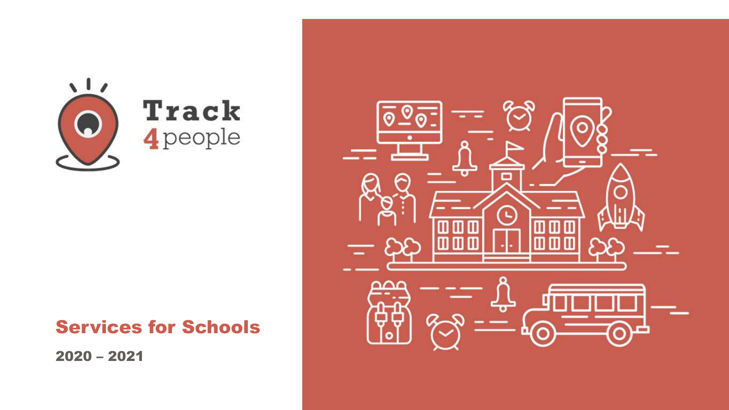# Track 4people

## Services for Schools

**2020 – 2021**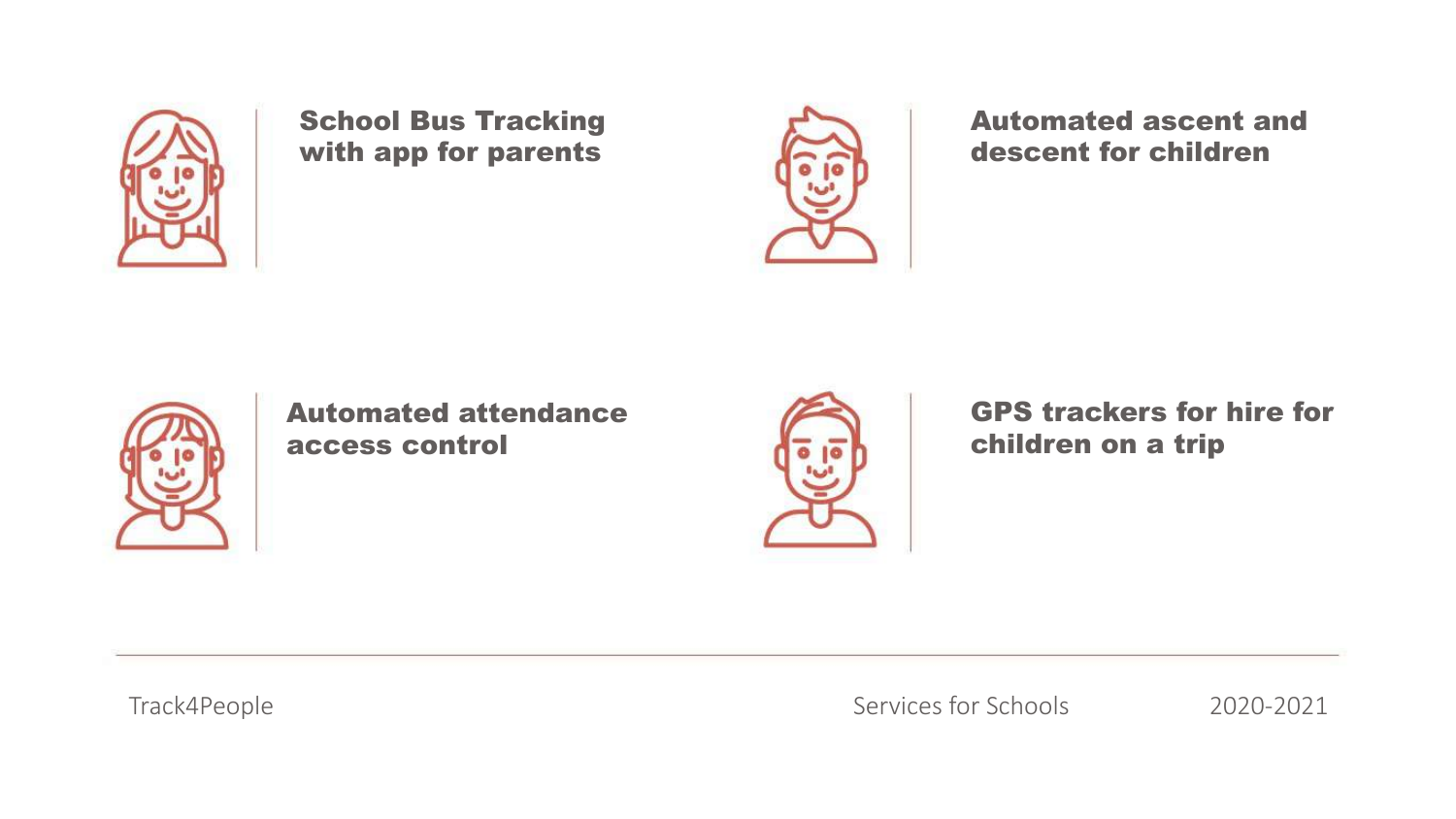**School Bus Tracking with app for parents**

**Automated ascent and descent for children**

**Automated attendance access control**

**GPS trackers for hire for children on a trip**

Track4People

Services for Schools

2020-2021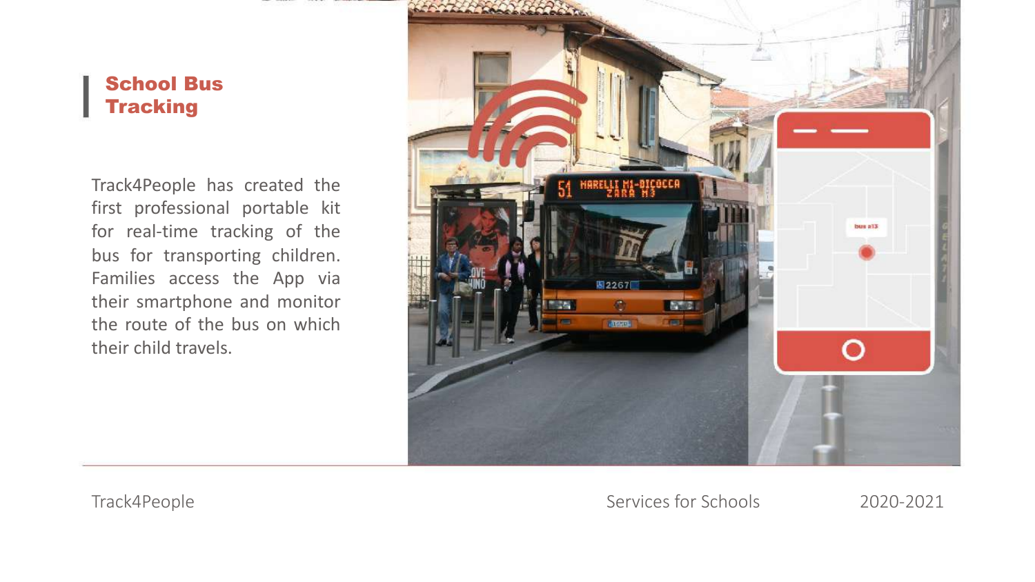## School Bus Tracking

Track4People has created the first professional portable kit for real-time tracking of the bus for transporting children. Families access the App via their smartphone and monitor the route of the bus on which their child travels.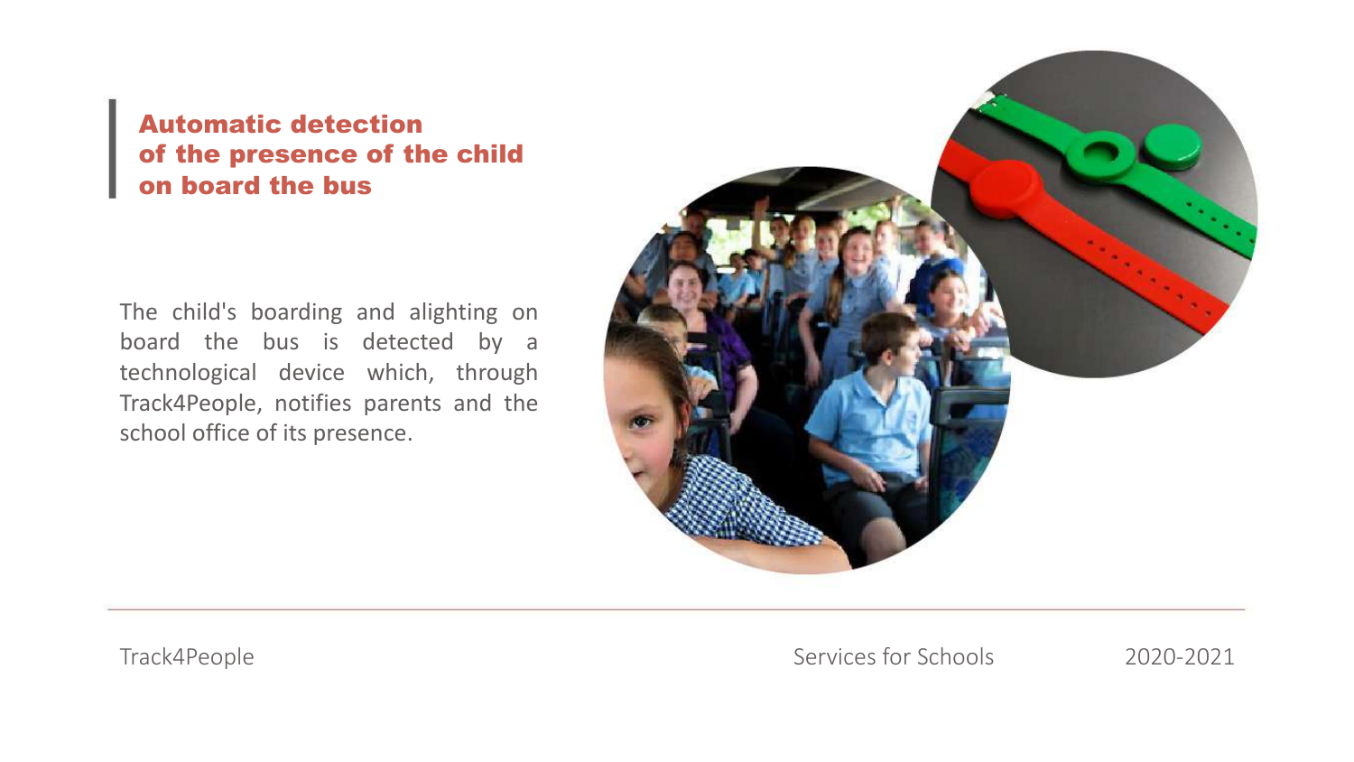## Automatic detection of the presence of the child on board the bus

The child's boarding and alighting on board the bus is detected by a technological device which, through Track4People, notifies parents and the school office of its presence.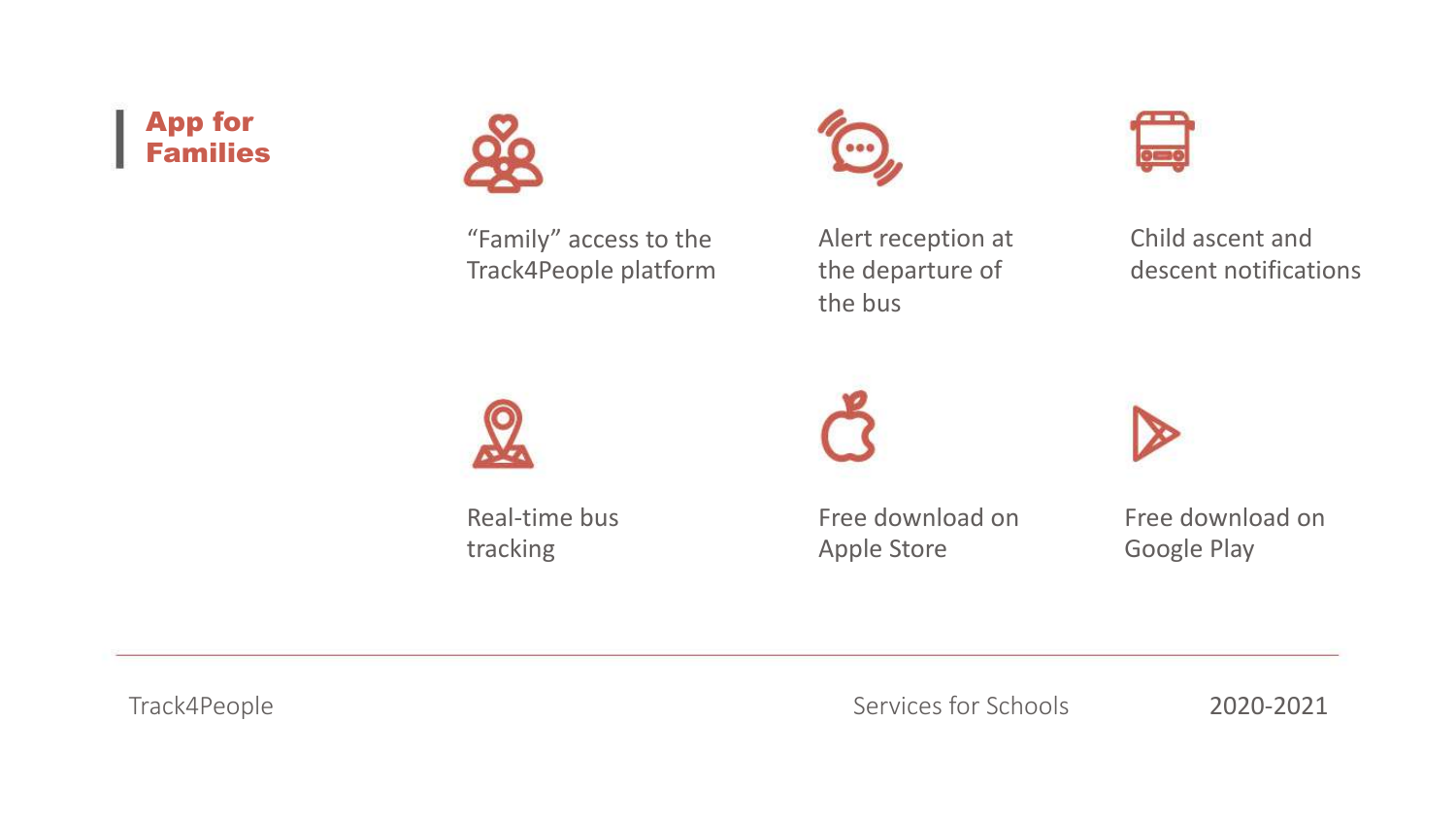## App for Families

- "Family" access to the Track4People platform
- Alert reception at the departure of the bus
- Child ascent and descent notifications
- Real-time bus tracking
- Free download on Apple Store
- Free download on Google Play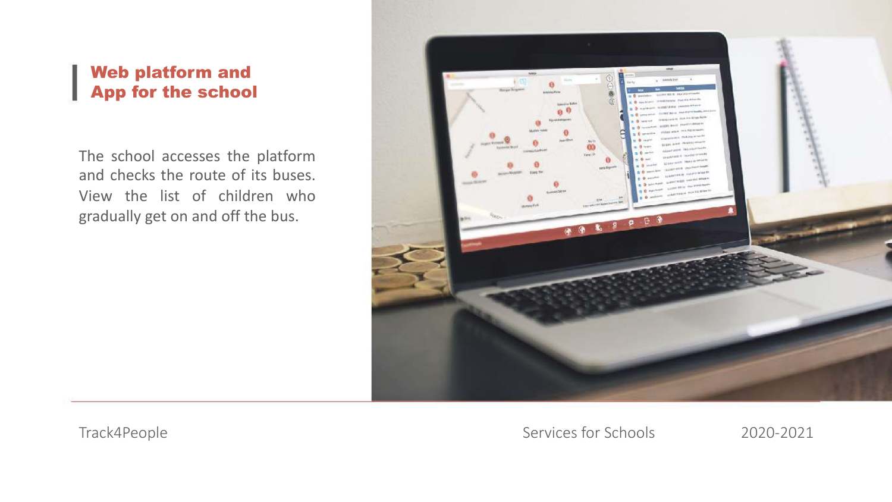## Web platform and App for the school

The school accesses the platform and checks the route of its buses. View the list of children who gradually get on and off the bus.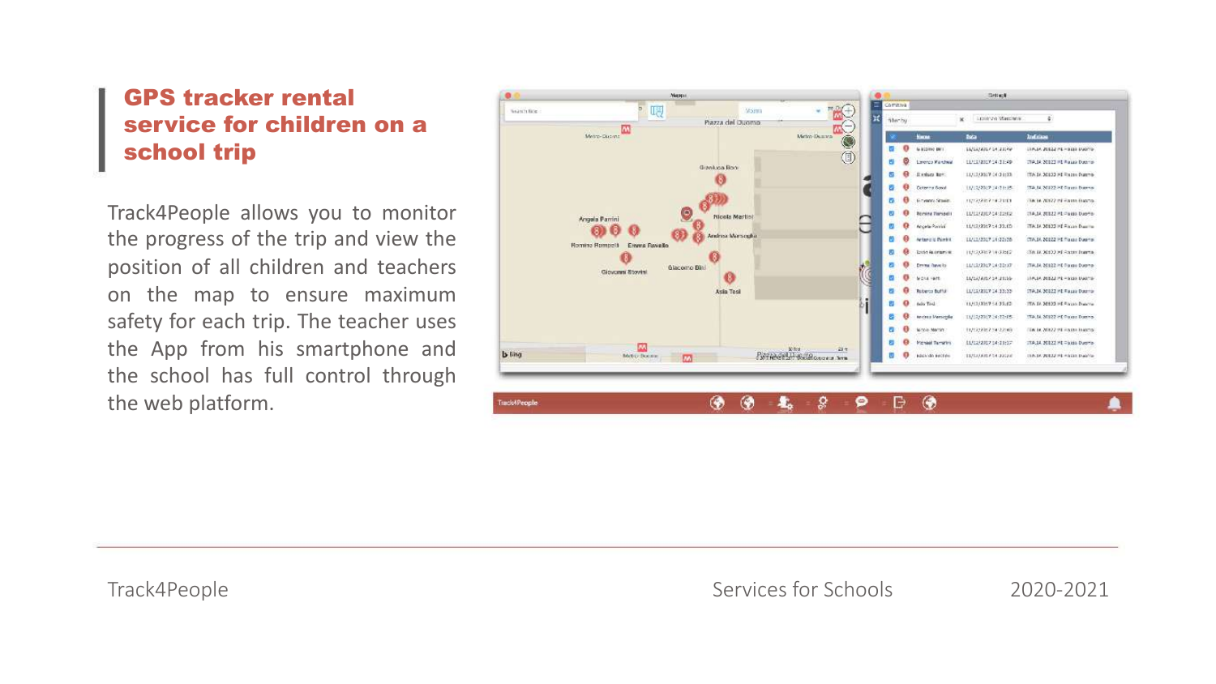## GPS tracker rental service for children on a school trip

Track4People allows you to monitor the progress of the trip and view the position of all children and teachers on the map to ensure maximum safety for each trip. The teacher uses the App from his smartphone and the school has full control through the web platform.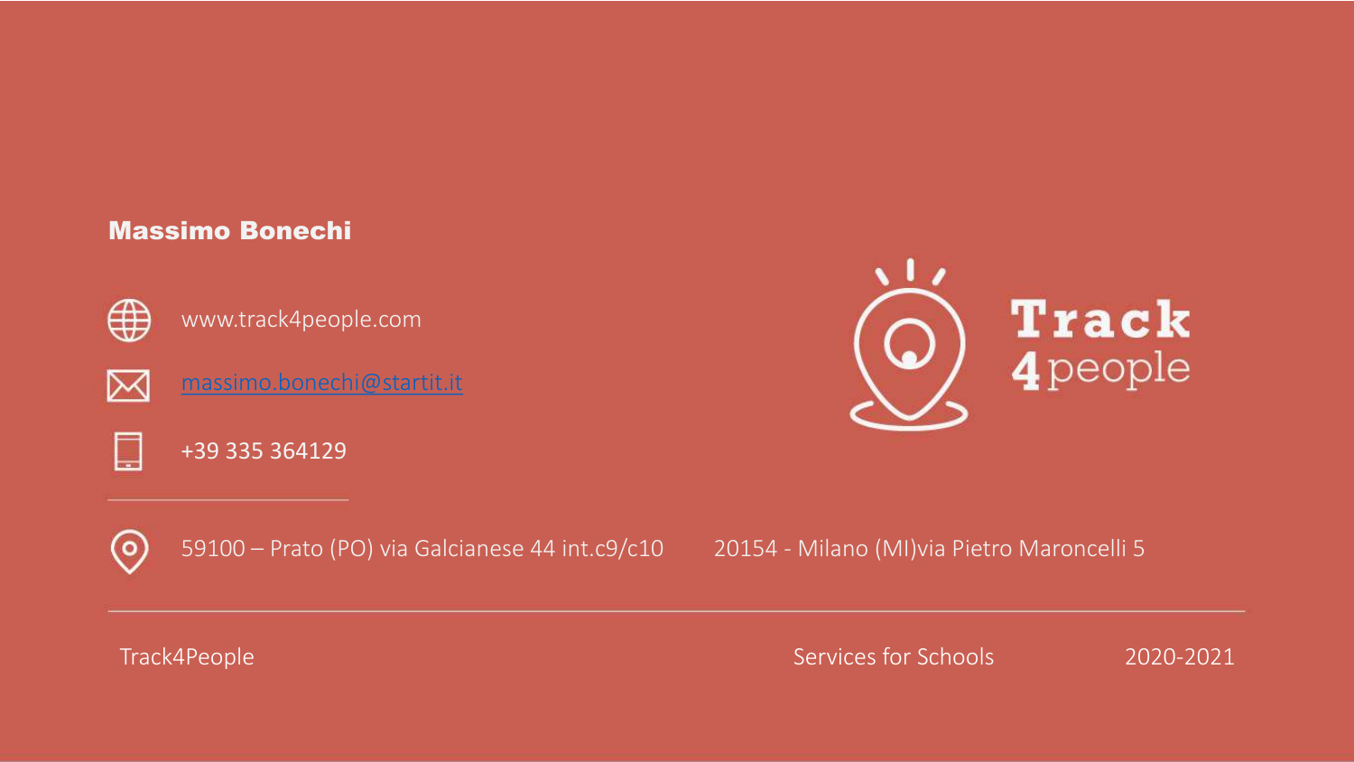**Massimo Bonechi**

www.track4people.com

[massimo.bonechi@startit.it](mailto:massimo.bonechi@startit.it)

+39 335 364129

Track
4people

59100 – Prato (PO) via Galcianese 44 int.c9/c10

20154 - Milano (MI)via Pietro Maroncelli 5